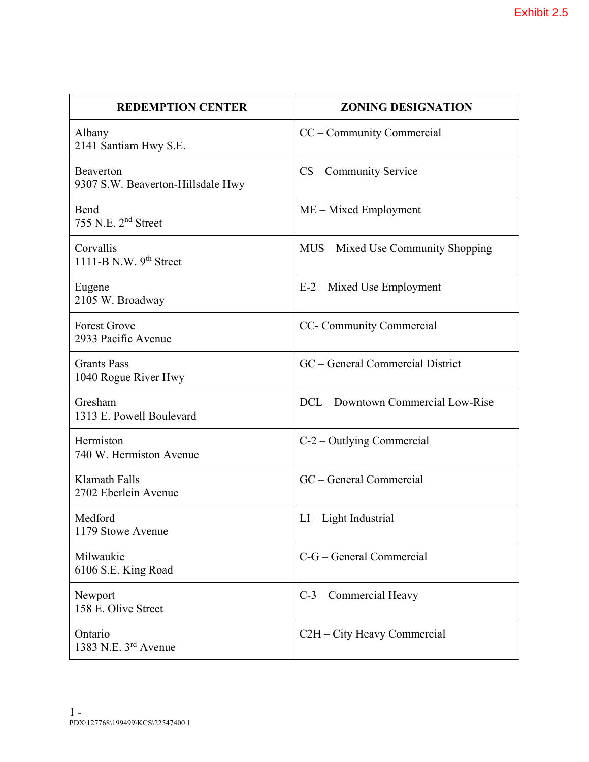Exhibit 2.5

| REDEMPTION CENTER | ZONING DESIGNATION |
| --- | --- |
| Albany<br>2141 Santiam Hwy S.E. | CC – Community Commercial |
| Beaverton<br>9307 S.W. Beaverton-Hillsdale Hwy | CS – Community Service |
| Bend<br>755 N.E. 2nd Street | ME – Mixed Employment |
| Corvallis<br>1111-B N.W. 9th Street | MUS – Mixed Use Community Shopping |
| Eugene<br>2105 W. Broadway | E-2 – Mixed Use Employment |
| Forest Grove<br>2933 Pacific Avenue | CC- Community Commercial |
| Grants Pass<br>1040 Rogue River Hwy | GC – General Commercial District |
| Gresham<br>1313 E. Powell Boulevard | DCL – Downtown Commercial Low-Rise |
| Hermiston<br>740 W. Hermiston Avenue | C-2 – Outlying Commercial |
| Klamath Falls<br>2702 Eberlein Avenue | GC – General Commercial |
| Medford<br>1179 Stowe Avenue | LI – Light Industrial |
| Milwaukie<br>6106 S.E. King Road | C-G – General Commercial |
| Newport<br>158 E. Olive Street | C-3 – Commercial Heavy |
| Ontario<br>1383 N.E. 3rd Avenue | C2H – City Heavy Commercial |

PDX\127768\199499\KCS\22547400.1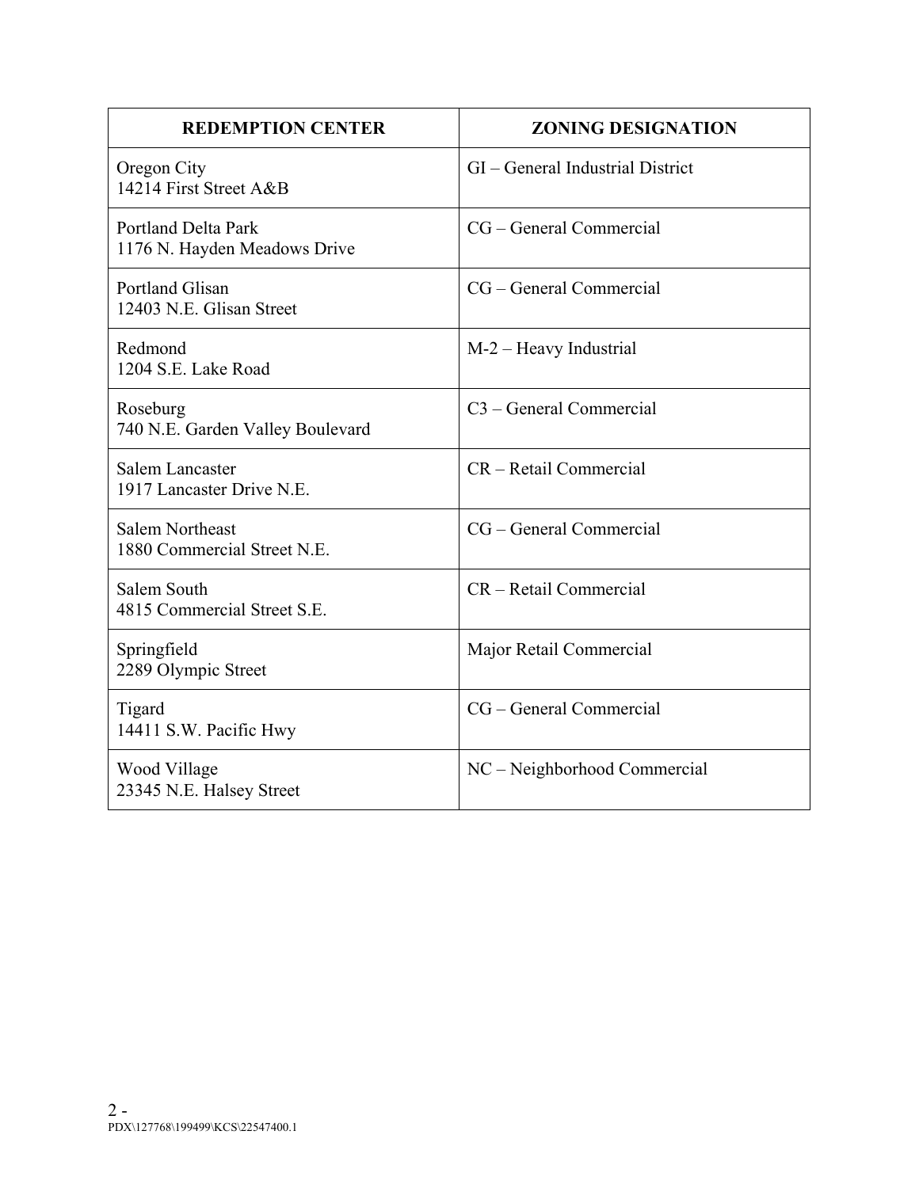| REDEMPTION CENTER | ZONING DESIGNATION |
|---|---|
| Oregon City<br>14214 First Street A&B | GI – General Industrial District |
| Portland Delta Park<br>1176 N. Hayden Meadows Drive | CG – General Commercial |
| Portland Glisan<br>12403 N.E. Glisan Street | CG – General Commercial |
| Redmond<br>1204 S.E. Lake Road | M-2 – Heavy Industrial |
| Roseburg<br>740 N.E. Garden Valley Boulevard | C3 – General Commercial |
| Salem Lancaster<br>1917 Lancaster Drive N.E. | CR – Retail Commercial |
| Salem Northeast<br>1880 Commercial Street N.E. | CG – General Commercial |
| Salem South<br>4815 Commercial Street S.E. | CR – Retail Commercial |
| Springfield<br>2289 Olympic Street | Major Retail Commercial |
| Tigard<br>14411 S.W. Pacific Hwy | CG – General Commercial |
| Wood Village<br>23345 N.E. Halsey Street | NC – Neighborhood Commercial |

PDX\127768\199499\KCS\22547400.1